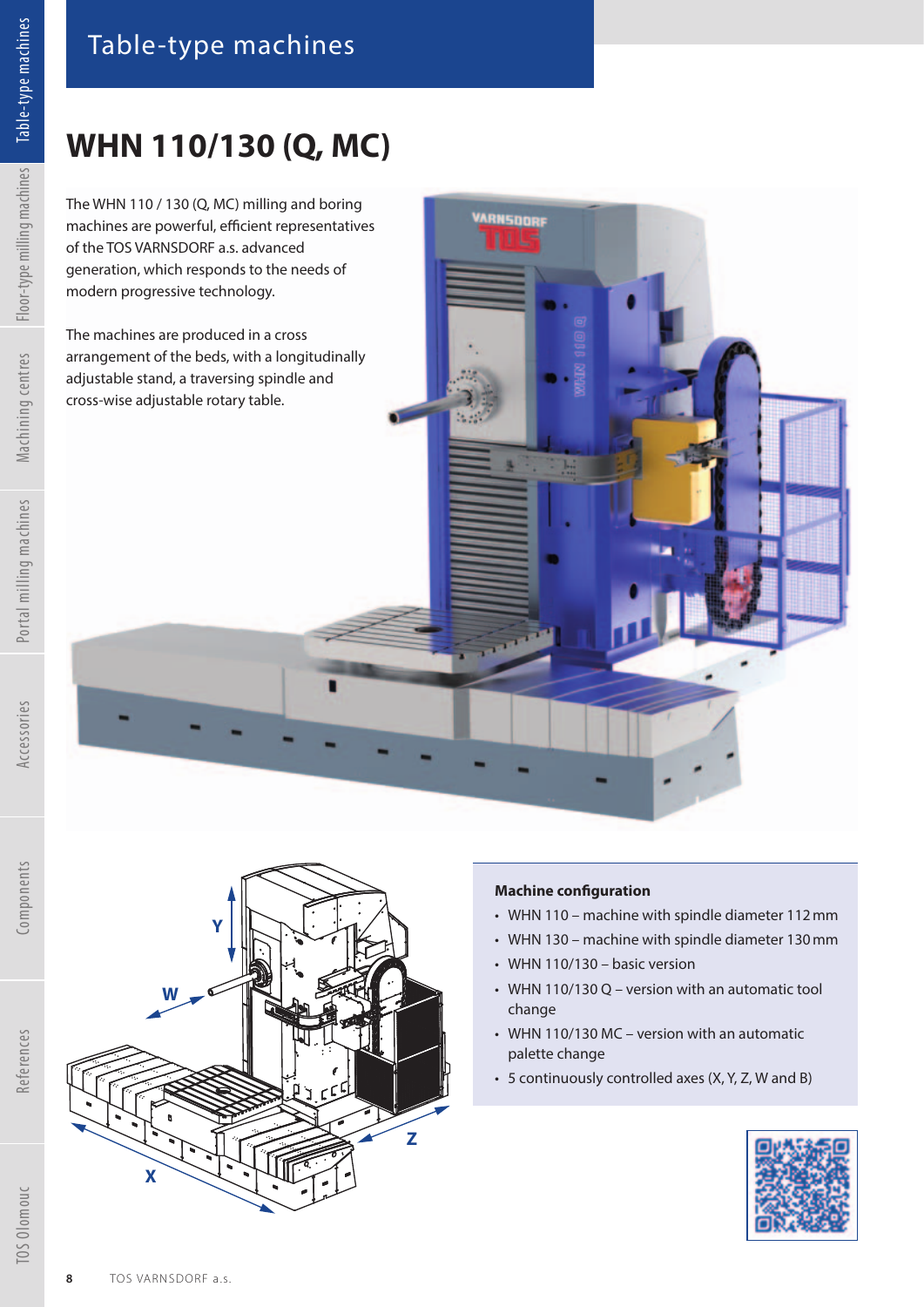# Table-type machines

## WHN 110/130 (Q, MC)

The WHN 110 / 130 (Q, MC) milling and boring machines are powerful, efficient representatives of the TOS VARNSDORF a.s. advanced generation, which responds to the needs of modern progressive technology.

The machines are produced in a cross arrangement of the beds, with a longitudinally adjustable stand, a traversing spindle and cross-wise adjustable rotary table.

### Machine configuration

- WHN 110 – machine with spindle diameter 112 mm
- WHN 130 – machine with spindle diameter 130 mm
- WHN 110/130 – basic version
- WHN 110/130 Q – version with an automatic tool change
- WHN 110/130 MC – version with an automatic palette change
- 5 continuously controlled axes (X, Y, Z, W and B)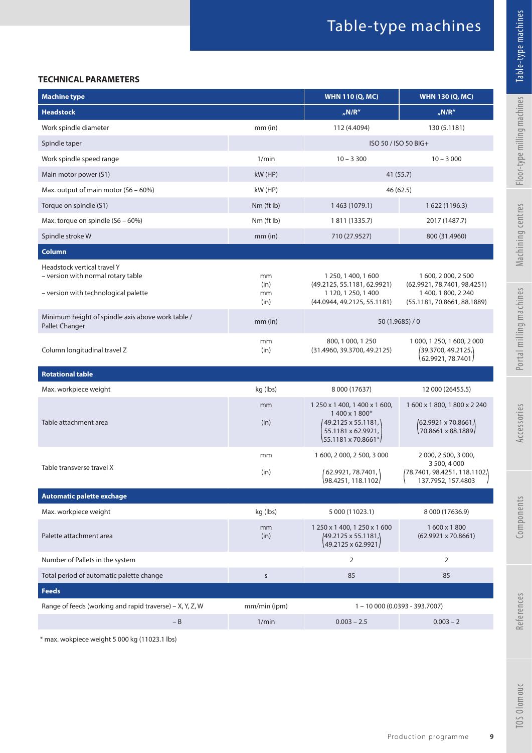# Table-type machines

## TECHNICAL PARAMETERS

| Machine type | | WHN 110 (Q, MC) | WHN 130 (Q, MC) |
|---|---|---|---|
| **Headstock** | | „N/R" | „N/R" |
| Work spindle diameter | mm (in) | 112 (4.4094) | 130 (5.1181) |
| Spindle taper | | ISO 50 / ISO 50 BIG+ | |
| Work spindle speed range | 1/min | 10 – 3 300 | 10 – 3 000 |
| Main motor power (S1) | kW (HP) | 41 (55.7) | |
| Max. output of main motor (S6 – 60%) | kW (HP) | 46 (62.5) | |
| Torque on spindle (S1) | Nm (ft lb) | 1 463 (1079.1) | 1 622 (1196.3) |
| Max. torque on spindle (S6 – 60%) | Nm (ft lb) | 1 811 (1335.7) | 2017 (1487.7) |
| Spindle stroke W | mm (in) | 710 (27.9527) | 800 (31.4960) |
| **Column** | | | |
| Headstock vertical travel Y – version with normal rotary table | mm (in) | 1 250, 1 400, 1 600 (49.2125, 55.1181, 62.9921) | 1 600, 2 000, 2 500 (62.9921, 78.7401, 98.4251) |
| – version with technological palette | mm (in) | 1 120, 1 250, 1 400 (44.0944, 49.2125, 55.1181) | 1 400, 1 800, 2 240 (55.1181, 70.8661, 88.1889) |
| Minimum height of spindle axis above work table / Pallet Changer | mm (in) | 50 (1.9685) / 0 | |
| Column longitudinal travel Z | mm (in) | 800, 1 000, 1 250 (31.4960, 39.3700, 49.2125) | 1 000, 1 250, 1 600, 2 000 (39.3700, 49.2125, 62.9921, 78.7401) |
| **Rotational table** | | | |
| Max. workpiece weight | kg (lbs) | 8 000 (17637) | 12 000 (26455.5) |
| Table attachment area | mm (in) | 1 250 x 1 400, 1 400 x 1 600, 1 400 x 1 800* (49.2125 x 55.1181, 55.1181 x 62.9921, 55.1181 x 70.8661*) | 1 600 x 1 800, 1 800 x 2 240 (62.9921 x 70.8661, 70.8661 x 88.1889) |
| Table transverse travel X | mm (in) | 1 600, 2 000, 2 500, 3 000 (62.9921, 78.7401, 98.4251, 118.1102) | 2 000, 2 500, 3 000, 3 500, 4 000 (78.7401, 98.4251, 118.1102, 137.7952, 157.4803) |
| **Automatic palette exchage** | | | |
| Max. workpiece weight | kg (lbs) | 5 000 (11023.1) | 8 000 (17636.9) |
| Palette attachment area | mm (in) | 1 250 x 1 400, 1 250 x 1 600 (49.2125 x 55.1181, 49.2125 x 62.9921) | 1 600 x 1 800 (62.9921 x 70.8661) |
| Number of Pallets in the system | | 2 | 2 |
| Total period of automatic palette change | s | 85 | 85 |
| **Feeds** | | | |
| Range of feeds (working and rapid traverse) – X, Y, Z, W | mm/min (ipm) | 1 – 10 000 (0.0393 - 393.7007) | |
| – B | 1/min | 0.003 – 2.5 | 0.003 – 2 |

\* max. wokpiece weight 5 000 kg (11023.1 lbs)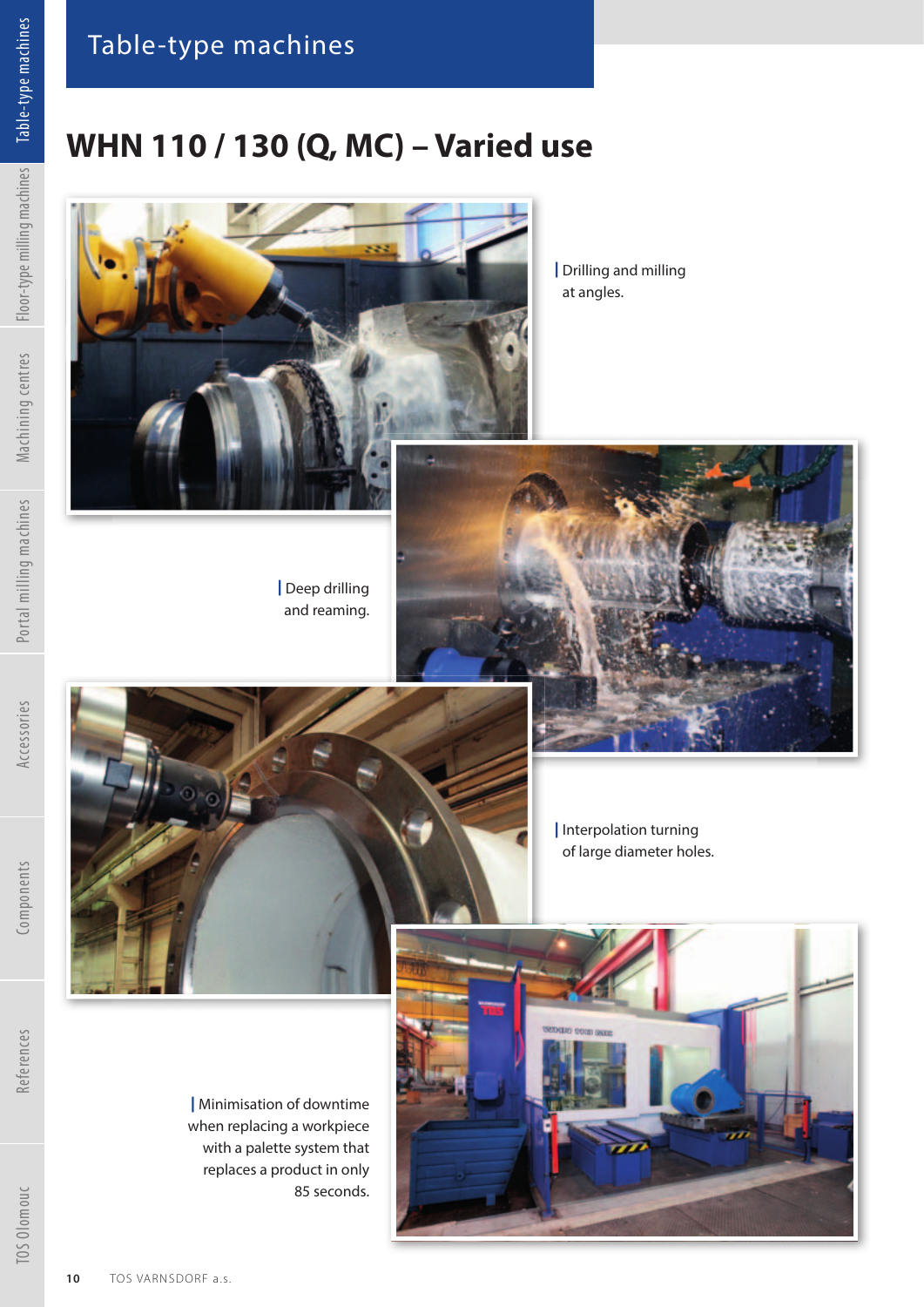# Table-type machines

## WHN 110 / 130 (Q, MC) – Varied use

Drilling and milling at angles.

Deep drilling and reaming.

Interpolation turning of large diameter holes.

Minimisation of downtime when replacing a workpiece with a palette system that replaces a product in only 85 seconds.